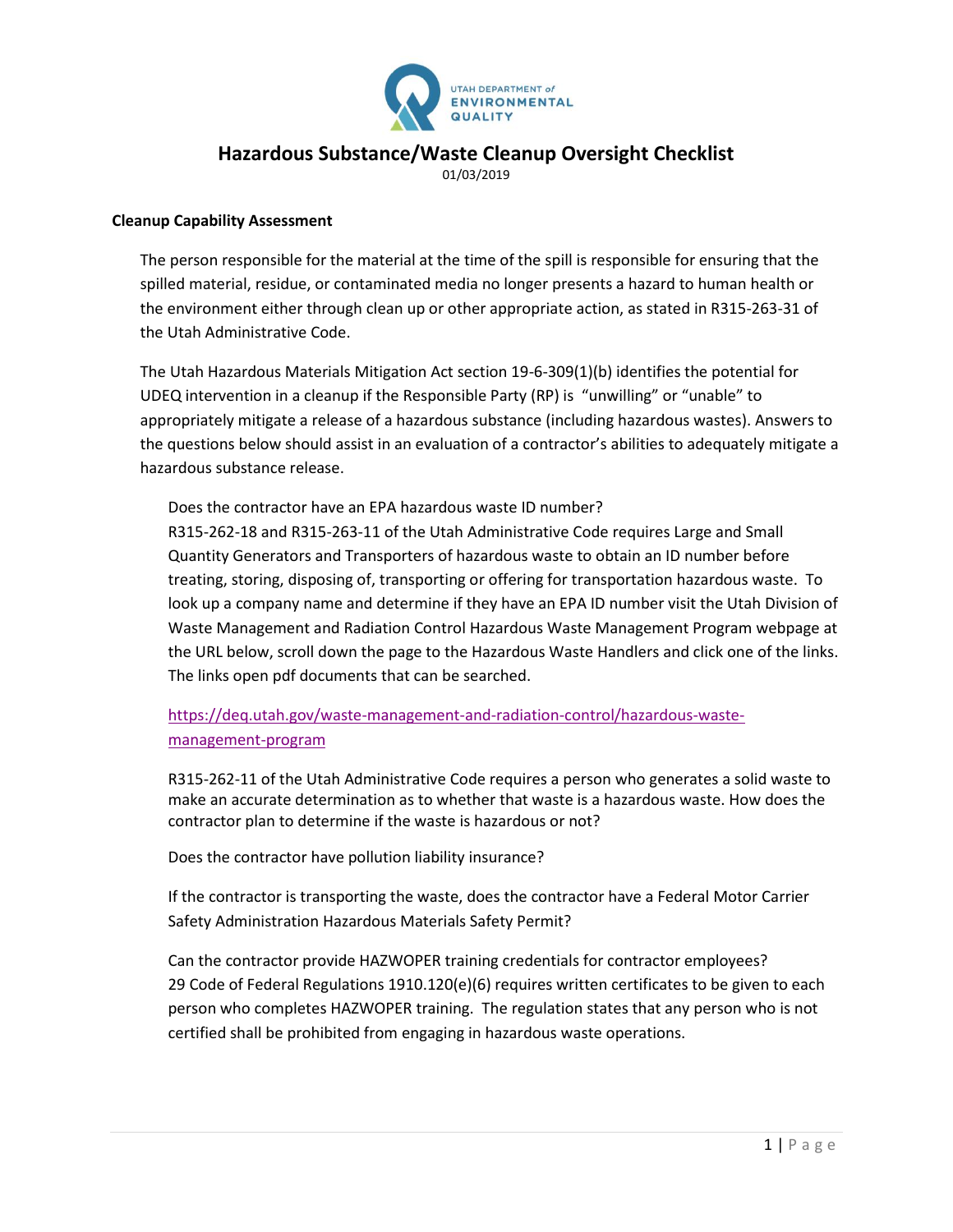UTAH DEPARTMENT of ENVIRONMENTAL QUALITY

# Hazardous Substance/Waste Cleanup Oversight Checklist

01/03/2019

## Cleanup Capability Assessment

The person responsible for the material at the time of the spill is responsible for ensuring that the spilled material, residue, or contaminated media no longer presents a hazard to human health or the environment either through clean up or other appropriate action, as stated in R315-263-31 of the Utah Administrative Code.

The Utah Hazardous Materials Mitigation Act section 19-6-309(1)(b) identifies the potential for UDEQ intervention in a cleanup if the Responsible Party (RP) is "unwilling" or "unable" to appropriately mitigate a release of a hazardous substance (including hazardous wastes). Answers to the questions below should assist in an evaluation of a contractor's abilities to adequately mitigate a hazardous substance release.

Does the contractor have an EPA hazardous waste ID number?
R315-262-18 and R315-263-11 of the Utah Administrative Code requires Large and Small Quantity Generators and Transporters of hazardous waste to obtain an ID number before treating, storing, disposing of, transporting or offering for transportation hazardous waste. To look up a company name and determine if they have an EPA ID number visit the Utah Division of Waste Management and Radiation Control Hazardous Waste Management Program webpage at the URL below, scroll down the page to the Hazardous Waste Handlers and click one of the links. The links open pdf documents that can be searched.

https://deq.utah.gov/waste-management-and-radiation-control/hazardous-waste-management-program

R315-262-11 of the Utah Administrative Code requires a person who generates a solid waste to make an accurate determination as to whether that waste is a hazardous waste. How does the contractor plan to determine if the waste is hazardous or not?

Does the contractor have pollution liability insurance?

If the contractor is transporting the waste, does the contractor have a Federal Motor Carrier Safety Administration Hazardous Materials Safety Permit?

Can the contractor provide HAZWOPER training credentials for contractor employees?
29 Code of Federal Regulations 1910.120(e)(6) requires written certificates to be given to each person who completes HAZWOPER training. The regulation states that any person who is not certified shall be prohibited from engaging in hazardous waste operations.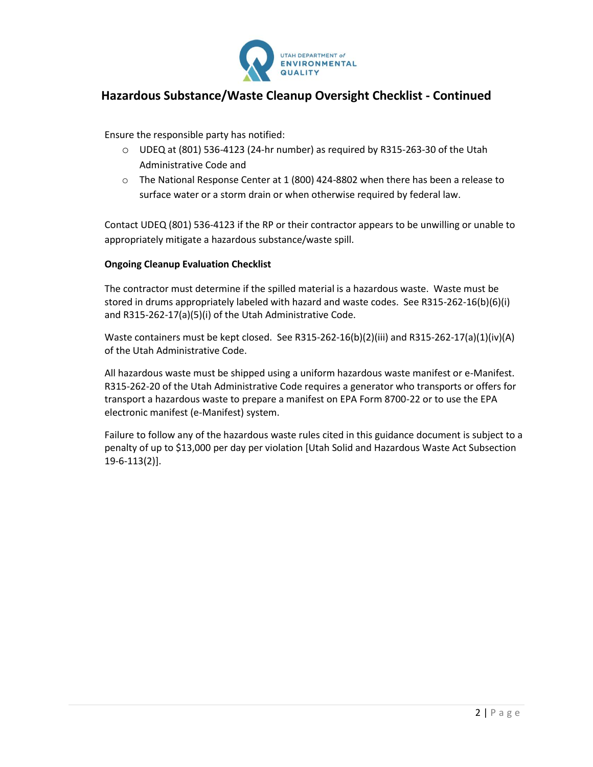## Hazardous Substance/Waste Cleanup Oversight Checklist - Continued

Ensure the responsible party has notified:

- UDEQ at (801) 536-4123 (24-hr number) as required by R315-263-30 of the Utah Administrative Code and
- The National Response Center at 1 (800) 424-8802 when there has been a release to surface water or a storm drain or when otherwise required by federal law.

Contact UDEQ (801) 536-4123 if the RP or their contractor appears to be unwilling or unable to appropriately mitigate a hazardous substance/waste spill.

**Ongoing Cleanup Evaluation Checklist**

The contractor must determine if the spilled material is a hazardous waste. Waste must be stored in drums appropriately labeled with hazard and waste codes. See R315-262-16(b)(6)(i) and R315-262-17(a)(5)(i) of the Utah Administrative Code.

Waste containers must be kept closed. See R315-262-16(b)(2)(iii) and R315-262-17(a)(1)(iv)(A) of the Utah Administrative Code.

All hazardous waste must be shipped using a uniform hazardous waste manifest or e-Manifest. R315-262-20 of the Utah Administrative Code requires a generator who transports or offers for transport a hazardous waste to prepare a manifest on EPA Form 8700-22 or to use the EPA electronic manifest (e-Manifest) system.

Failure to follow any of the hazardous waste rules cited in this guidance document is subject to a penalty of up to $13,000 per day per violation [Utah Solid and Hazardous Waste Act Subsection 19-6-113(2)].